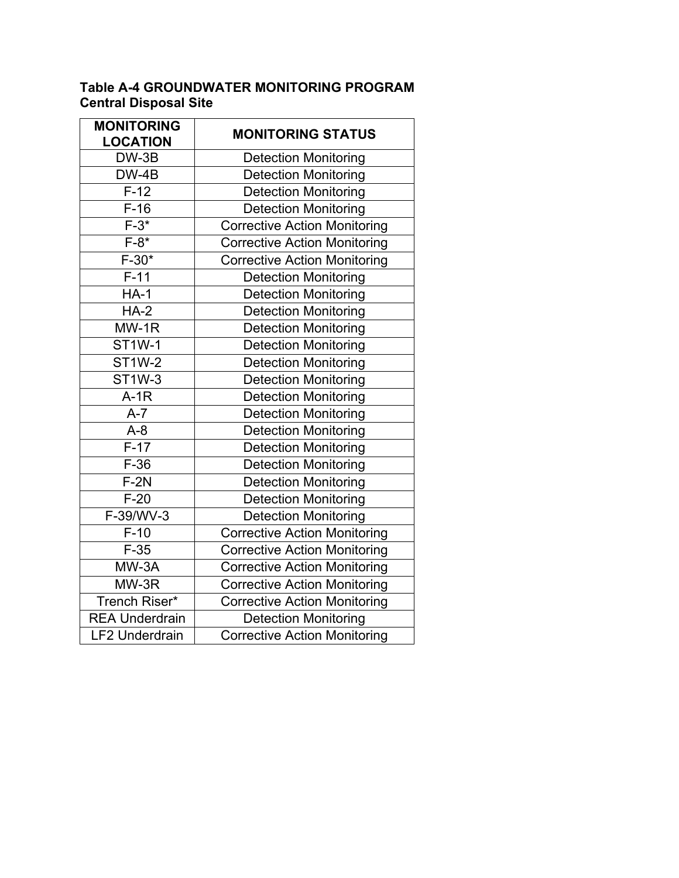**Table A-4 GROUNDWATER MONITORING PROGRAM**
**Central Disposal Site**

| MONITORING LOCATION | MONITORING STATUS |
|---|---|
| DW-3B | Detection Monitoring |
| DW-4B | Detection Monitoring |
| F-12 | Detection Monitoring |
| F-16 | Detection Monitoring |
| F-3* | Corrective Action Monitoring |
| F-8* | Corrective Action Monitoring |
| F-30* | Corrective Action Monitoring |
| F-11 | Detection Monitoring |
| HA-1 | Detection Monitoring |
| HA-2 | Detection Monitoring |
| MW-1R | Detection Monitoring |
| ST1W-1 | Detection Monitoring |
| ST1W-2 | Detection Monitoring |
| ST1W-3 | Detection Monitoring |
| A-1R | Detection Monitoring |
| A-7 | Detection Monitoring |
| A-8 | Detection Monitoring |
| F-17 | Detection Monitoring |
| F-36 | Detection Monitoring |
| F-2N | Detection Monitoring |
| F-20 | Detection Monitoring |
| F-39/WV-3 | Detection Monitoring |
| F-10 | Corrective Action Monitoring |
| F-35 | Corrective Action Monitoring |
| MW-3A | Corrective Action Monitoring |
| MW-3R | Corrective Action Monitoring |
| Trench Riser* | Corrective Action Monitoring |
| REA Underdrain | Detection Monitoring |
| LF2 Underdrain | Corrective Action Monitoring |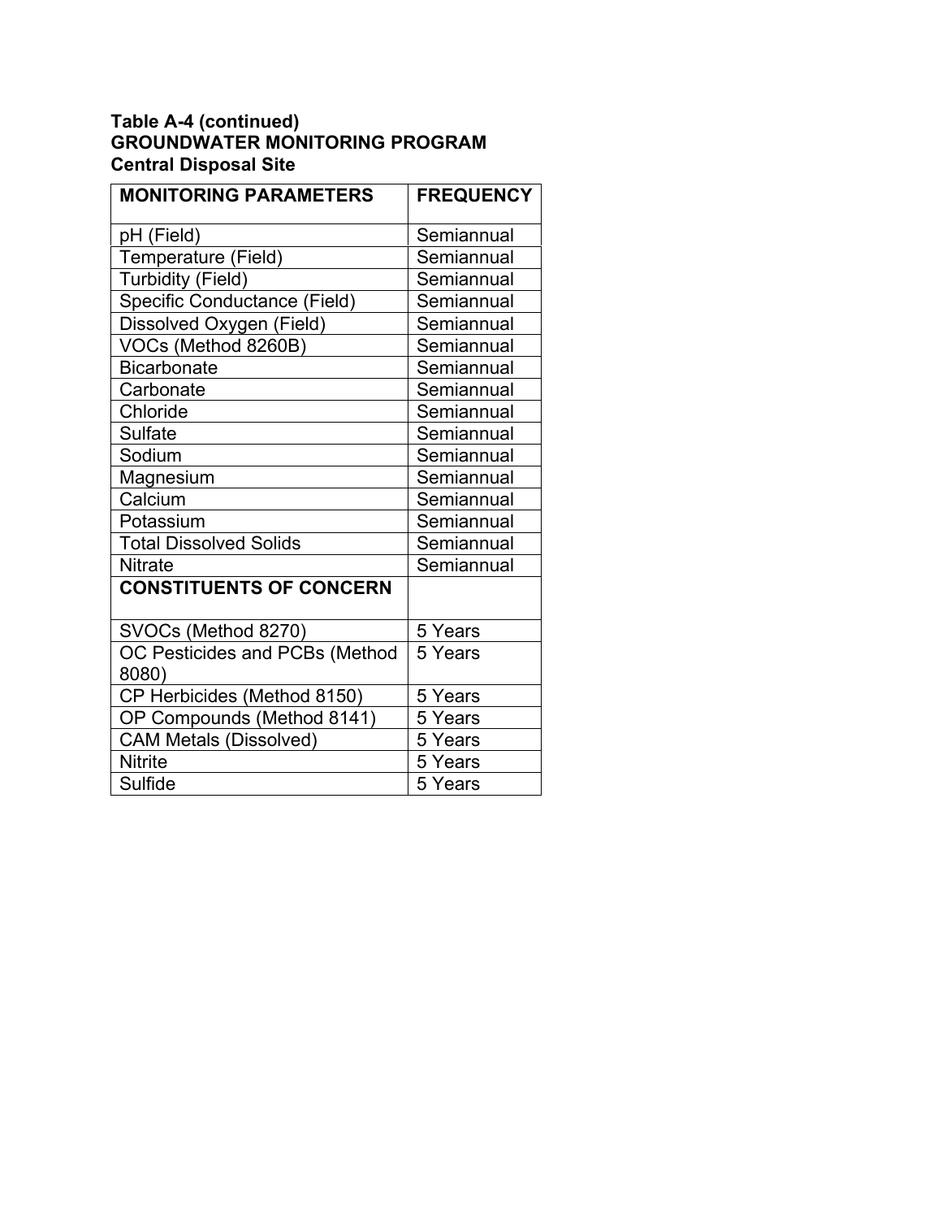**Table A-4 (continued)**
**GROUNDWATER MONITORING PROGRAM**
**Central Disposal Site**

| MONITORING PARAMETERS | FREQUENCY |
|---|---|
| pH (Field) | Semiannual |
| Temperature (Field) | Semiannual |
| Turbidity (Field) | Semiannual |
| Specific Conductance (Field) | Semiannual |
| Dissolved Oxygen (Field) | Semiannual |
| VOCs (Method 8260B) | Semiannual |
| Bicarbonate | Semiannual |
| Carbonate | Semiannual |
| Chloride | Semiannual |
| Sulfate | Semiannual |
| Sodium | Semiannual |
| Magnesium | Semiannual |
| Calcium | Semiannual |
| Potassium | Semiannual |
| Total Dissolved Solids | Semiannual |
| Nitrate | Semiannual |
| **CONSTITUENTS OF CONCERN** | |
| SVOCs (Method 8270) | 5 Years |
| OC Pesticides and PCBs (Method 8080) | 5 Years |
| CP Herbicides (Method 8150) | 5 Years |
| OP Compounds (Method 8141) | 5 Years |
| CAM Metals (Dissolved) | 5 Years |
| Nitrite | 5 Years |
| Sulfide | 5 Years |